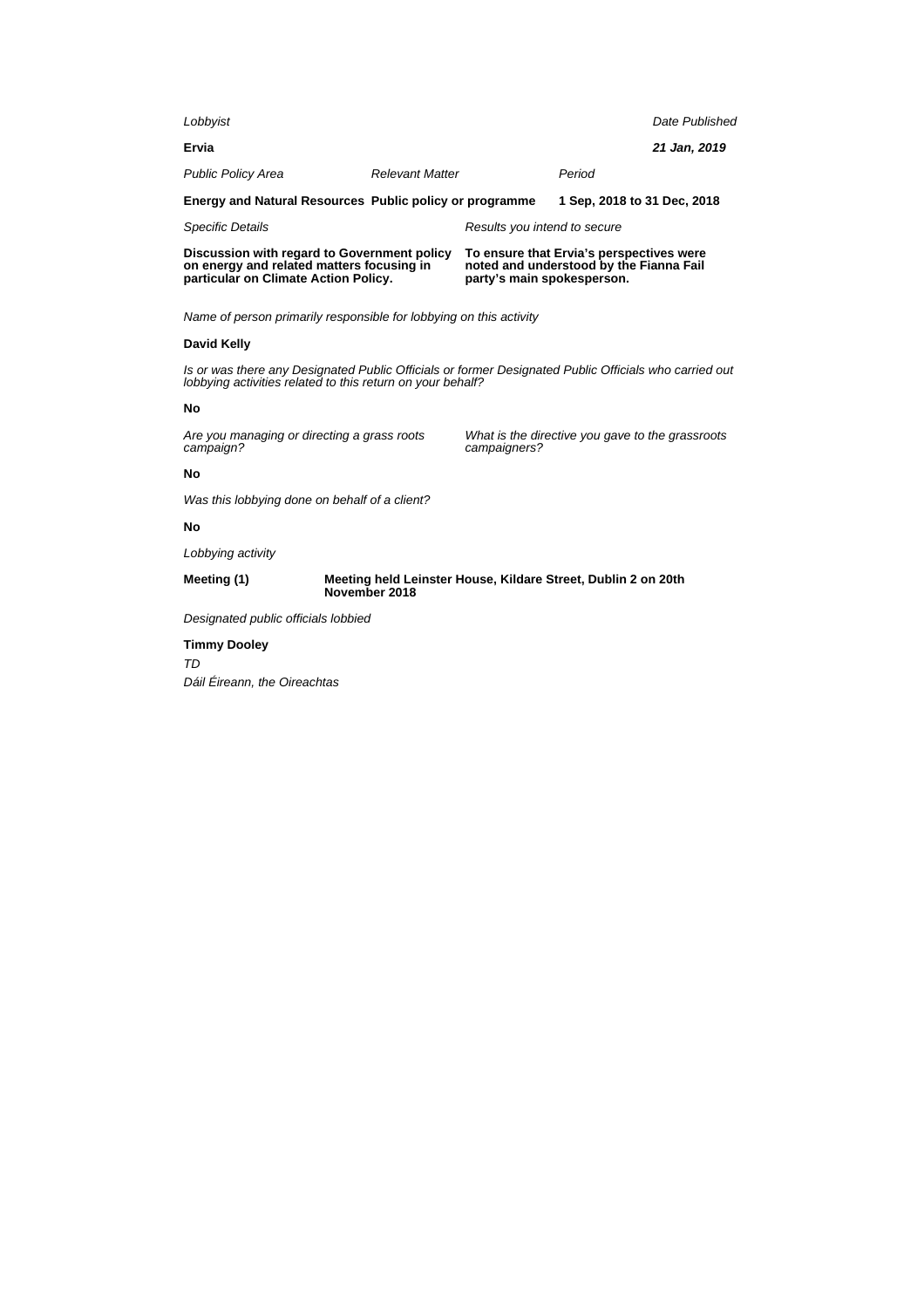*Lobbyist*

**Ervia**

*Date Published*

***21 Jan, 2019***

| *Public Policy Area* | *Relevant Matter* | *Period* |
| --- | --- | --- |
| **Energy and Natural Resources** | **Public policy or programme** | **1 Sep, 2018 to 31 Dec, 2018** |

| *Specific Details* | *Results you intend to secure* |
| --- | --- |
| **Discussion with regard to Government policy on energy and related matters focusing in particular on Climate Action Policy.** | **To ensure that Ervia's perspectives were noted and understood by the Fianna Fail party's main spokesperson.** |

*Name of person primarily responsible for lobbying on this activity*

**David Kelly**

*Is or was there any Designated Public Officials or former Designated Public Officials who carried out lobbying activities related to this return on your behalf?*

**No**

*Are you managing or directing a grass roots campaign?*

*What is the directive you gave to the grassroots campaigners?*

**No**

*Was this lobbying done on behalf of a client?*

**No**

*Lobbying activity*

**Meeting (1)** **Meeting held Leinster House, Kildare Street, Dublin 2 on 20th November 2018**

*Designated public officials lobbied*

**Timmy Dooley**

*TD*

*Dáil Éireann, the Oireachtas*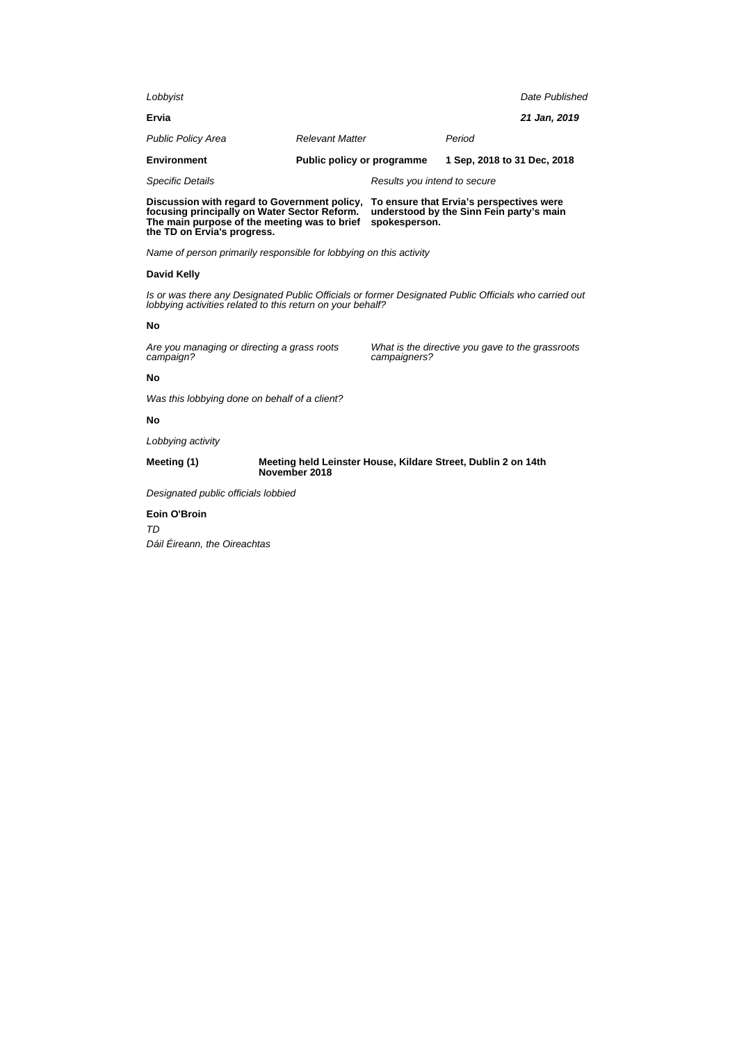*Lobbyist*

**Ervia**

*Date Published*

***21 Jan, 2019***

| *Public Policy Area* | *Relevant Matter* | *Period* |
| --- | --- | --- |
| **Environment** | **Public policy or programme** | **1 Sep, 2018 to 31 Dec, 2018** |

| *Specific Details* | *Results you intend to secure* |
| --- | --- |
| **Discussion with regard to Government policy, focusing principally on Water Sector Reform. The main purpose of the meeting was to brief the TD on Ervia's progress.** | **To ensure that Ervia's perspectives were understood by the Sinn Fein party's main spokesperson.** |

*Name of person primarily responsible for lobbying on this activity*

**David Kelly**

*Is or was there any Designated Public Officials or former Designated Public Officials who carried out lobbying activities related to this return on your behalf?*

**No**

| *Are you managing or directing a grass roots campaign?* | *What is the directive you gave to the grassroots campaigners?* |
| --- | --- |
| **No** | |

*Was this lobbying done on behalf of a client?*

**No**

*Lobbying activity*

**Meeting (1)** — **Meeting held Leinster House, Kildare Street, Dublin 2 on 14th November 2018**

*Designated public officials lobbied*

**Eoin O'Broin**

*TD*

*Dáil Éireann, the Oireachtas*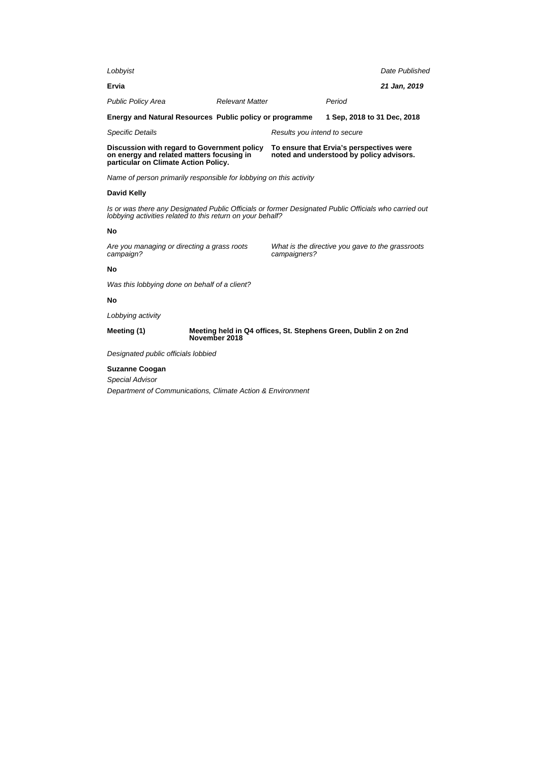*Lobbyist*

**Ervia**

*Date Published*

***21 Jan, 2019***

| *Public Policy Area* | *Relevant Matter* | *Period* |
| --- | --- | --- |
| **Energy and Natural Resources** | **Public policy or programme** | **1 Sep, 2018 to 31 Dec, 2018** |

| *Specific Details* | *Results you intend to secure* |
| --- | --- |
| **Discussion with regard to Government policy on energy and related matters focusing in particular on Climate Action Policy.** | **To ensure that Ervia's perspectives were noted and understood by policy advisors.** |

*Name of person primarily responsible for lobbying on this activity*

**David Kelly**

*Is or was there any Designated Public Officials or former Designated Public Officials who carried out lobbying activities related to this return on your behalf?*

**No**

*Are you managing or directing a grass roots campaign?*

**No**

*What is the directive you gave to the grassroots campaigners?*

*Was this lobbying done on behalf of a client?*

**No**

*Lobbying activity*

**Meeting (1)** **Meeting held in Q4 offices, St. Stephens Green, Dublin 2 on 2nd November 2018**

*Designated public officials lobbied*

**Suzanne Coogan**

*Special Advisor*

*Department of Communications, Climate Action & Environment*